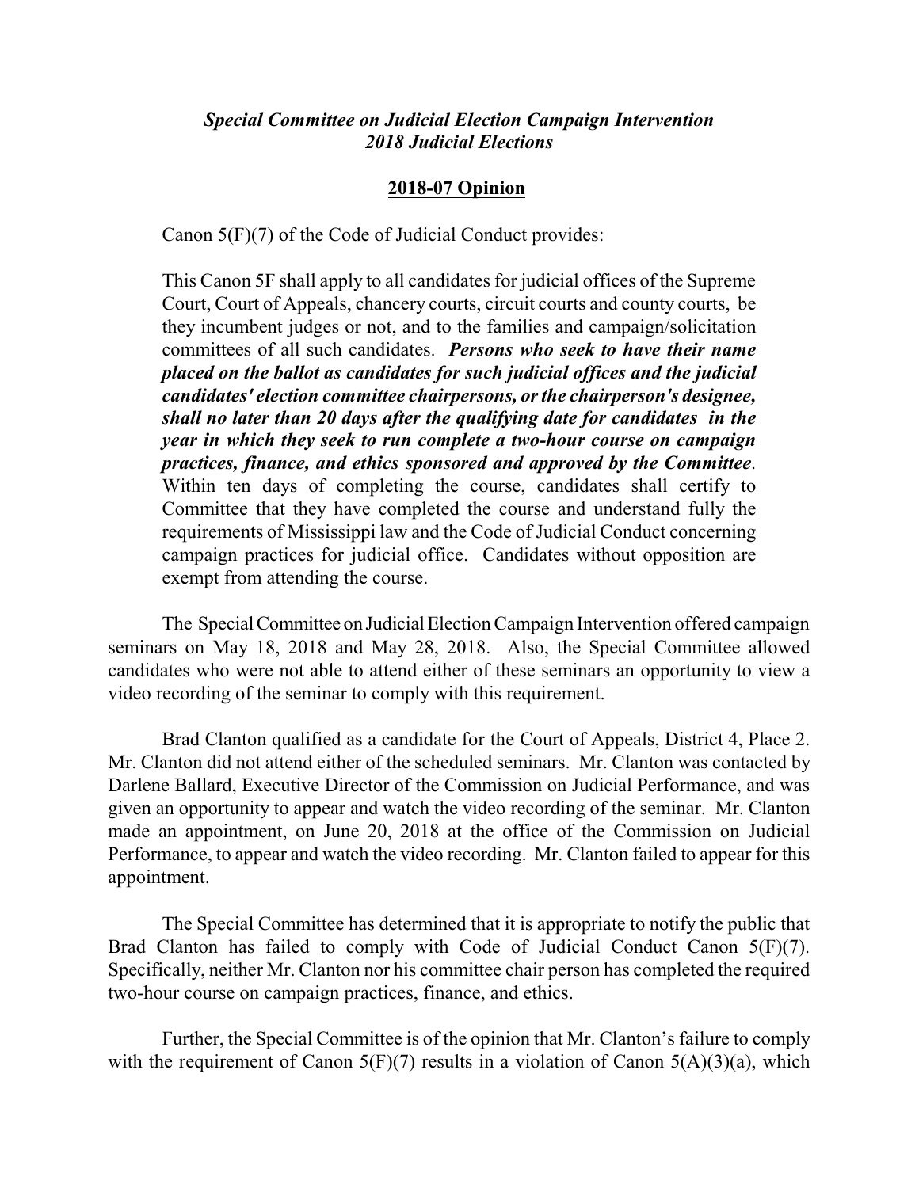***Special Committee on Judicial Election Campaign Intervention***
***2018 Judicial Elections***

**2018-07 Opinion**

Canon 5(F)(7) of the Code of Judicial Conduct provides:

> This Canon 5F shall apply to all candidates for judicial offices of the Supreme Court, Court of Appeals, chancery courts, circuit courts and county courts, be they incumbent judges or not, and to the families and campaign/solicitation committees of all such candidates. ***Persons who seek to have their name placed on the ballot as candidates for such judicial offices and the judicial candidates' election committee chairpersons, or the chairperson's designee, shall no later than 20 days after the qualifying date for candidates in the year in which they seek to run complete a two-hour course on campaign practices, finance, and ethics sponsored and approved by the Committee***. Within ten days of completing the course, candidates shall certify to Committee that they have completed the course and understand fully the requirements of Mississippi law and the Code of Judicial Conduct concerning campaign practices for judicial office. Candidates without opposition are exempt from attending the course.

The Special Committee on Judicial Election Campaign Intervention offered campaign seminars on May 18, 2018 and May 28, 2018. Also, the Special Committee allowed candidates who were not able to attend either of these seminars an opportunity to view a video recording of the seminar to comply with this requirement.

Brad Clanton qualified as a candidate for the Court of Appeals, District 4, Place 2. Mr. Clanton did not attend either of the scheduled seminars. Mr. Clanton was contacted by Darlene Ballard, Executive Director of the Commission on Judicial Performance, and was given an opportunity to appear and watch the video recording of the seminar. Mr. Clanton made an appointment, on June 20, 2018 at the office of the Commission on Judicial Performance, to appear and watch the video recording. Mr. Clanton failed to appear for this appointment.

The Special Committee has determined that it is appropriate to notify the public that Brad Clanton has failed to comply with Code of Judicial Conduct Canon 5(F)(7). Specifically, neither Mr. Clanton nor his committee chair person has completed the required two-hour course on campaign practices, finance, and ethics.

Further, the Special Committee is of the opinion that Mr. Clanton's failure to comply with the requirement of Canon 5(F)(7) results in a violation of Canon 5(A)(3)(a), which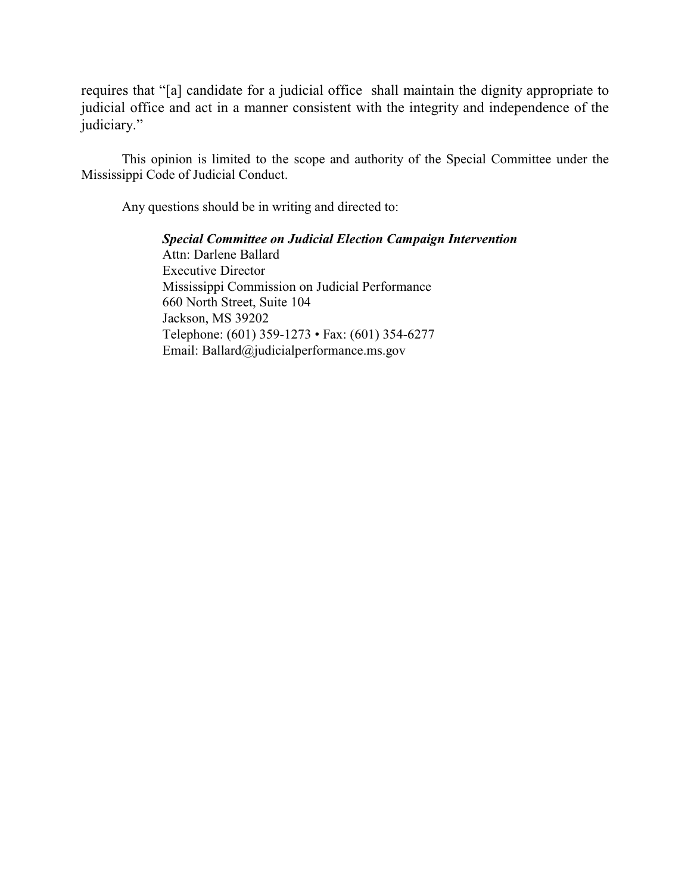requires that "[a] candidate for a judicial office shall maintain the dignity appropriate to judicial office and act in a manner consistent with the integrity and independence of the judiciary."

This opinion is limited to the scope and authority of the Special Committee under the Mississippi Code of Judicial Conduct.

Any questions should be in writing and directed to:

> ***Special Committee on Judicial Election Campaign Intervention***
> Attn: Darlene Ballard
> Executive Director
> Mississippi Commission on Judicial Performance
> 660 North Street, Suite 104
> Jackson, MS 39202
> Telephone: (601) 359-1273 • Fax: (601) 354-6277
> Email: Ballard@judicialperformance.ms.gov